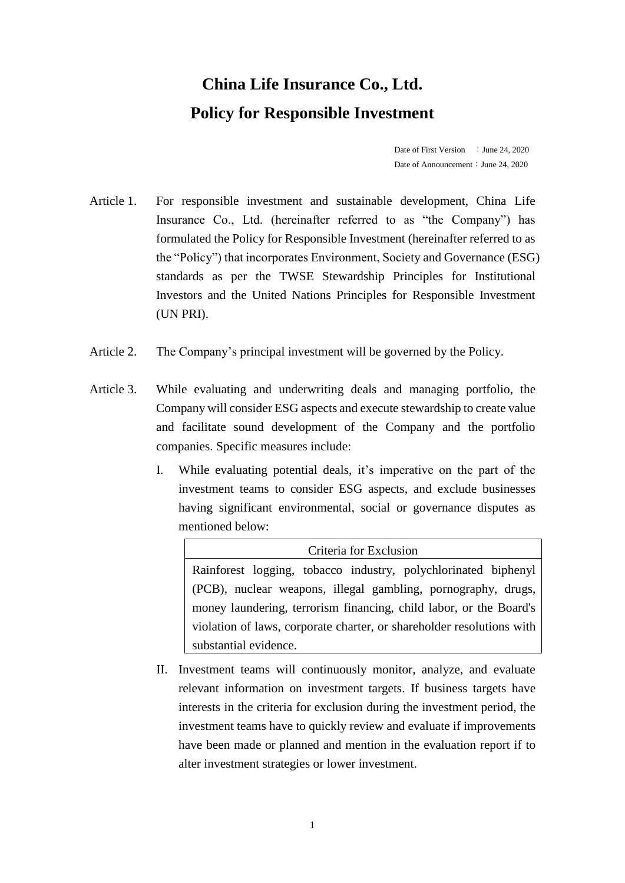# China Life Insurance Co., Ltd.
# Policy for Responsible Investment

Date of First Version ：June 24, 2020
Date of Announcement：June 24, 2020

Article 1. For responsible investment and sustainable development, China Life Insurance Co., Ltd. (hereinafter referred to as "the Company") has formulated the Policy for Responsible Investment (hereinafter referred to as the "Policy") that incorporates Environment, Society and Governance (ESG) standards as per the TWSE Stewardship Principles for Institutional Investors and the United Nations Principles for Responsible Investment (UN PRI).

Article 2. The Company's principal investment will be governed by the Policy.

Article 3. While evaluating and underwriting deals and managing portfolio, the Company will consider ESG aspects and execute stewardship to create value and facilitate sound development of the Company and the portfolio companies. Specific measures include:

I. While evaluating potential deals, it's imperative on the part of the investment teams to consider ESG aspects, and exclude businesses having significant environmental, social or governance disputes as mentioned below:

| Criteria for Exclusion |
|---|
| Rainforest logging, tobacco industry, polychlorinated biphenyl (PCB), nuclear weapons, illegal gambling, pornography, drugs, money laundering, terrorism financing, child labor, or the Board's violation of laws, corporate charter, or shareholder resolutions with substantial evidence. |

II. Investment teams will continuously monitor, analyze, and evaluate relevant information on investment targets. If business targets have interests in the criteria for exclusion during the investment period, the investment teams have to quickly review and evaluate if improvements have been made or planned and mention in the evaluation report if to alter investment strategies or lower investment.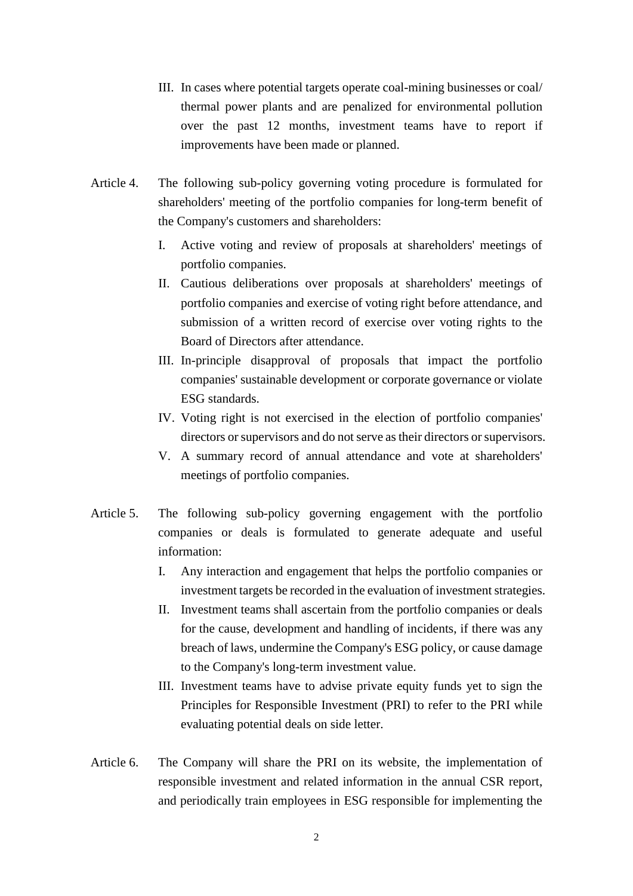III. In cases where potential targets operate coal-mining businesses or coal/ thermal power plants and are penalized for environmental pollution over the past 12 months, investment teams have to report if improvements have been made or planned.

Article 4. The following sub-policy governing voting procedure is formulated for shareholders' meeting of the portfolio companies for long-term benefit of the Company's customers and shareholders:

I. Active voting and review of proposals at shareholders' meetings of portfolio companies.
II. Cautious deliberations over proposals at shareholders' meetings of portfolio companies and exercise of voting right before attendance, and submission of a written record of exercise over voting rights to the Board of Directors after attendance.
III. In-principle disapproval of proposals that impact the portfolio companies' sustainable development or corporate governance or violate ESG standards.
IV. Voting right is not exercised in the election of portfolio companies' directors or supervisors and do not serve as their directors or supervisors.
V. A summary record of annual attendance and vote at shareholders' meetings of portfolio companies.

Article 5. The following sub-policy governing engagement with the portfolio companies or deals is formulated to generate adequate and useful information:

I. Any interaction and engagement that helps the portfolio companies or investment targets be recorded in the evaluation of investment strategies.
II. Investment teams shall ascertain from the portfolio companies or deals for the cause, development and handling of incidents, if there was any breach of laws, undermine the Company's ESG policy, or cause damage to the Company's long-term investment value.
III. Investment teams have to advise private equity funds yet to sign the Principles for Responsible Investment (PRI) to refer to the PRI while evaluating potential deals on side letter.

Article 6. The Company will share the PRI on its website, the implementation of responsible investment and related information in the annual CSR report, and periodically train employees in ESG responsible for implementing the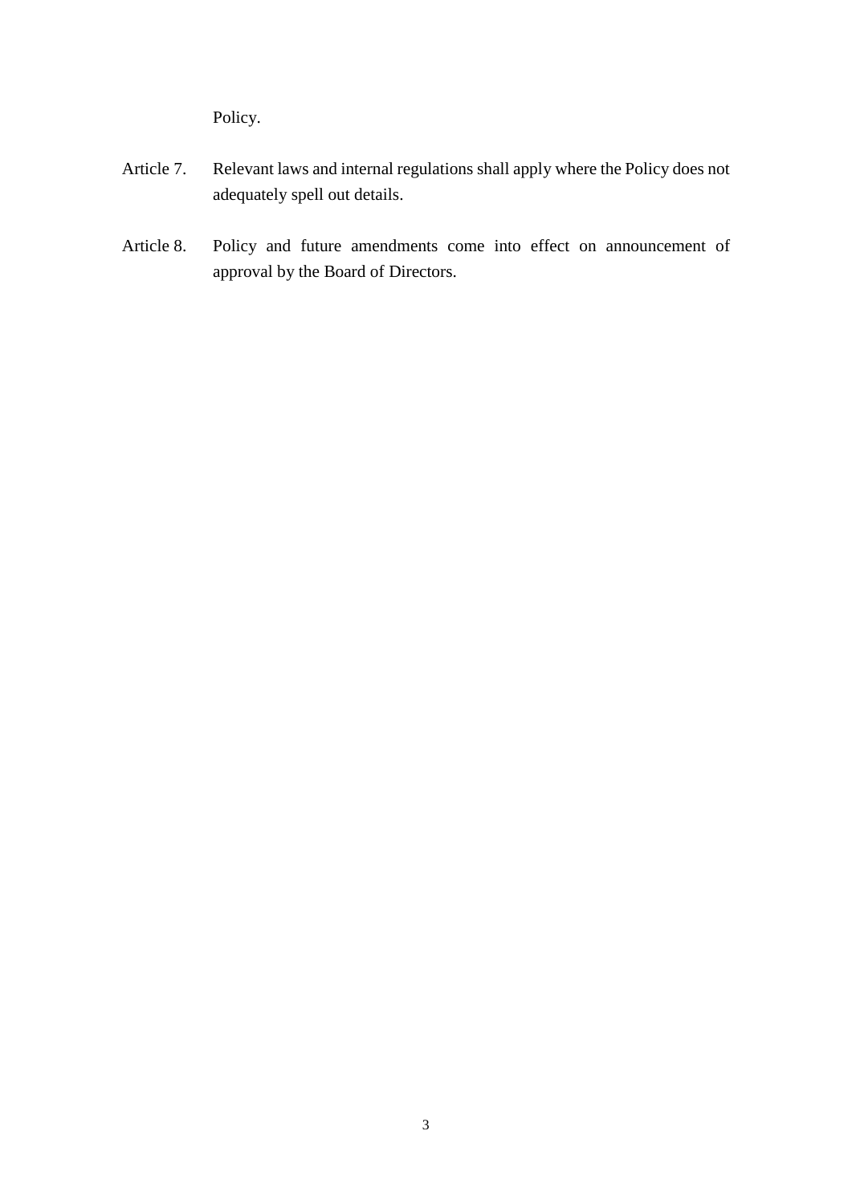Policy.

Article 7. Relevant laws and internal regulations shall apply where the Policy does not adequately spell out details.

Article 8. Policy and future amendments come into effect on announcement of approval by the Board of Directors.